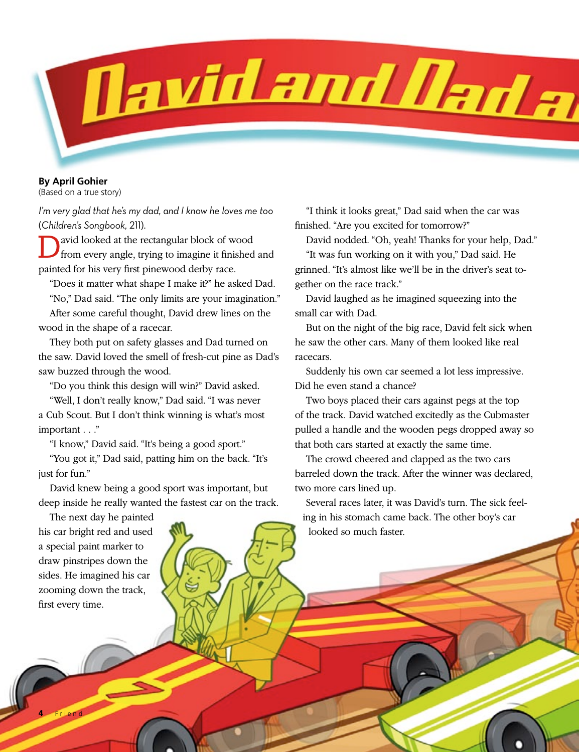# David and Dad a

**By April Gohier**
(Based on a true story)

*I'm very glad that he's my dad, and I know he loves me too* (*Children's Songbook*, 211).

David looked at the rectangular block of wood from every angle, trying to imagine it finished and painted for his very first pinewood derby race.

"Does it matter what shape I make it?" he asked Dad.

"No," Dad said. "The only limits are your imagination."

After some careful thought, David drew lines on the wood in the shape of a racecar.

They both put on safety glasses and Dad turned on the saw. David loved the smell of fresh-cut pine as Dad's saw buzzed through the wood.

"Do you think this design will win?" David asked.

"Well, I don't really know," Dad said. "I was never a Cub Scout. But I don't think winning is what's most important . . ."

"I know," David said. "It's being a good sport."

"You got it," Dad said, patting him on the back. "It's just for fun."

David knew being a good sport was important, but deep inside he really wanted the fastest car on the track.

The next day he painted his car bright red and used a special paint marker to draw pinstripes down the sides. He imagined his car zooming down the track, first every time.

"I think it looks great," Dad said when the car was finished. "Are you excited for tomorrow?"

David nodded. "Oh, yeah! Thanks for your help, Dad."

"It was fun working on it with you," Dad said. He grinned. "It's almost like we'll be in the driver's seat together on the race track."

David laughed as he imagined squeezing into the small car with Dad.

But on the night of the big race, David felt sick when he saw the other cars. Many of them looked like real racecars.

Suddenly his own car seemed a lot less impressive. Did he even stand a chance?

Two boys placed their cars against pegs at the top of the track. David watched excitedly as the Cubmaster pulled a handle and the wooden pegs dropped away so that both cars started at exactly the same time.

The crowd cheered and clapped as the two cars barreled down the track. After the winner was declared, two more cars lined up.

Several races later, it was David's turn. The sick feeling in his stomach came back. The other boy's car looked so much faster.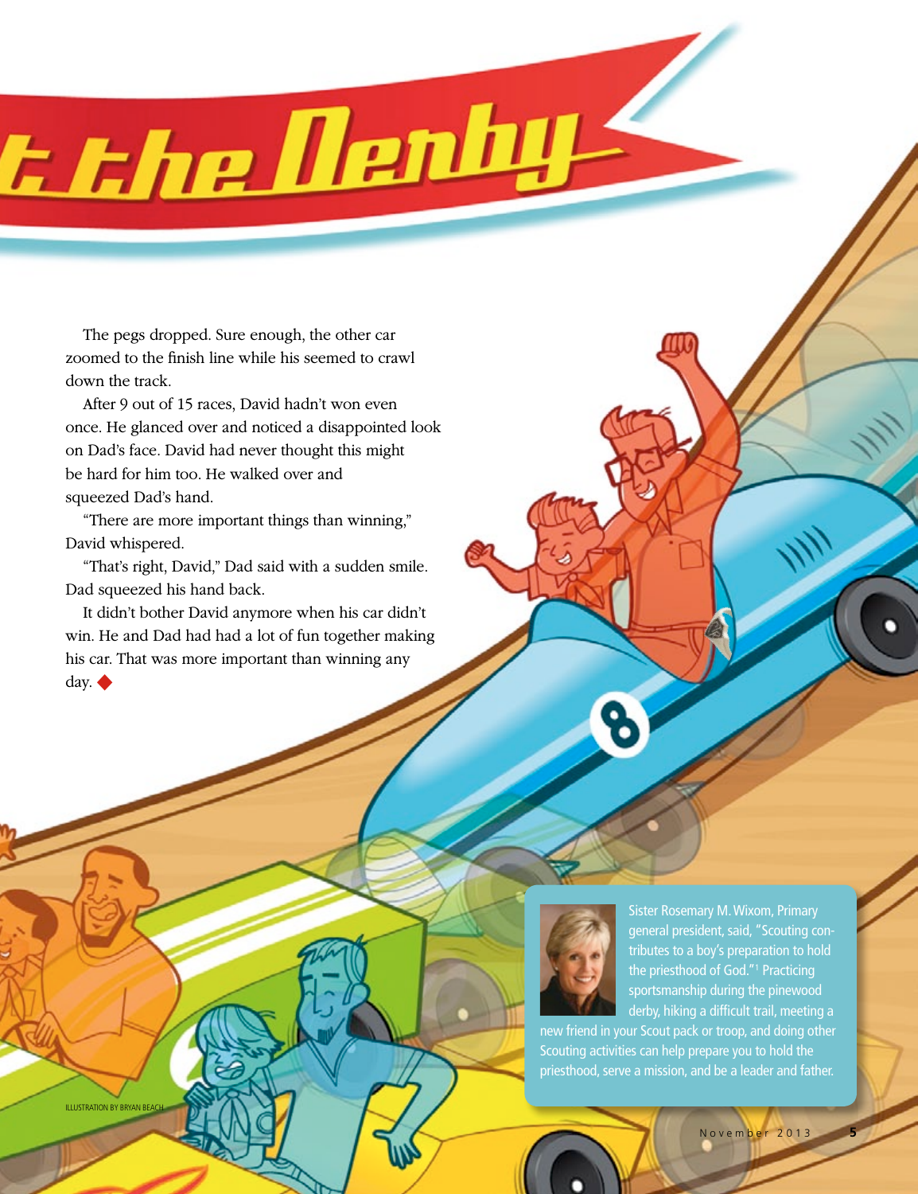# t the Derby

The pegs dropped. Sure enough, the other car zoomed to the finish line while his seemed to crawl down the track.

After 9 out of 15 races, David hadn't won even once. He glanced over and noticed a disappointed look on Dad's face. David had never thought this might be hard for him too. He walked over and squeezed Dad's hand.

"There are more important things than winning," David whispered.

"That's right, David," Dad said with a sudden smile. Dad squeezed his hand back.

It didn't bother David anymore when his car didn't win. He and Dad had had a lot of fun together making his car. That was more important than winning any day. ◆

Sister Rosemary M. Wixom, Primary general president, said, "Scouting contributes to a boy's preparation to hold the priesthood of God."[1] Practicing sportsmanship during the pinewood derby, hiking a difficult trail, meeting a new friend in your Scout pack or troop, and doing other Scouting activities can help prepare you to hold the priesthood, serve a mission, and be a leader and father.

ILLUSTRATION BY BRYAN BEACH